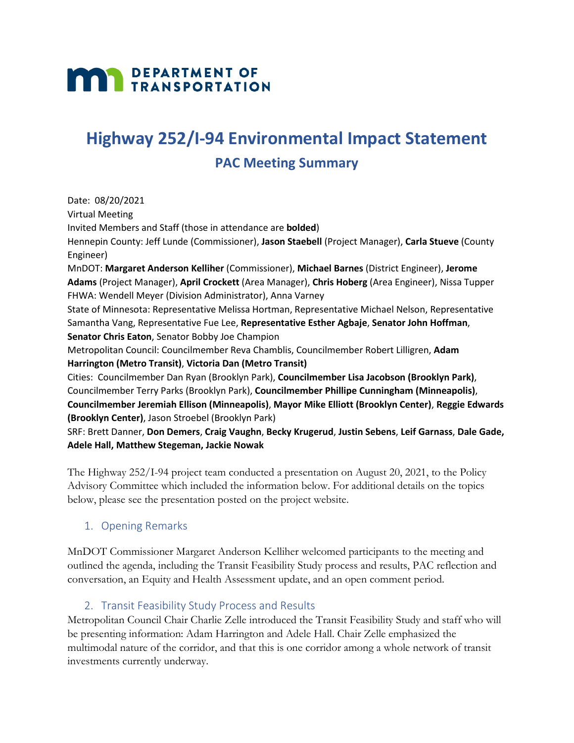**DEPARTMENT OF TRANSPORTATION**

# Highway 252/I-94 Environmental Impact Statement

## PAC Meeting Summary

Date: 08/20/2021
Virtual Meeting
Invited Members and Staff (those in attendance are **bolded**)
Hennepin County: Jeff Lunde (Commissioner), **Jason Staebell** (Project Manager), **Carla Stueve** (County Engineer)
MnDOT: **Margaret Anderson Kelliher** (Commissioner), **Michael Barnes** (District Engineer), **Jerome Adams** (Project Manager), **April Crockett** (Area Manager), **Chris Hoberg** (Area Engineer), Nissa Tupper
FHWA: Wendell Meyer (Division Administrator), Anna Varney
State of Minnesota: Representative Melissa Hortman, Representative Michael Nelson, Representative Samantha Vang, Representative Fue Lee, **Representative Esther Agbaje**, **Senator John Hoffman**, **Senator Chris Eaton**, Senator Bobby Joe Champion
Metropolitan Council: Councilmember Reva Chamblis, Councilmember Robert Lilligren, **Adam Harrington (Metro Transit)**, **Victoria Dan (Metro Transit)**
Cities: Councilmember Dan Ryan (Brooklyn Park), **Councilmember Lisa Jacobson (Brooklyn Park)**, Councilmember Terry Parks (Brooklyn Park), **Councilmember Phillipe Cunningham (Minneapolis)**, **Councilmember Jeremiah Ellison (Minneapolis)**, **Mayor Mike Elliott (Brooklyn Center)**, **Reggie Edwards (Brooklyn Center)**, Jason Stroebel (Brooklyn Park)
SRF: Brett Danner, **Don Demers**, **Craig Vaughn**, **Becky Krugerud**, **Justin Sebens**, **Leif Garnass**, **Dale Gade, Adele Hall, Matthew Stegeman, Jackie Nowak**

The Highway 252/I-94 project team conducted a presentation on August 20, 2021, to the Policy Advisory Committee which included the information below. For additional details on the topics below, please see the presentation posted on the project website.

### 1. Opening Remarks

MnDOT Commissioner Margaret Anderson Kelliher welcomed participants to the meeting and outlined the agenda, including the Transit Feasibility Study process and results, PAC reflection and conversation, an Equity and Health Assessment update, and an open comment period.

### 2. Transit Feasibility Study Process and Results

Metropolitan Council Chair Charlie Zelle introduced the Transit Feasibility Study and staff who will be presenting information: Adam Harrington and Adele Hall. Chair Zelle emphasized the multimodal nature of the corridor, and that this is one corridor among a whole network of transit investments currently underway.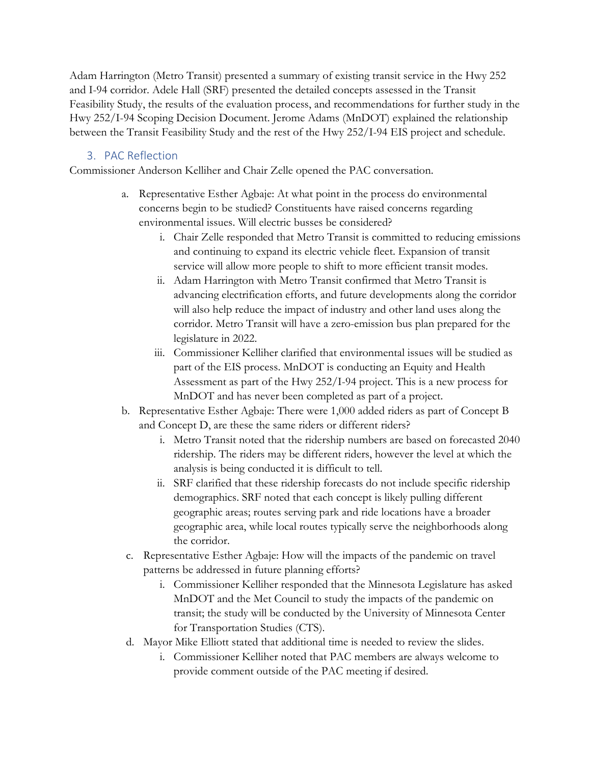Adam Harrington (Metro Transit) presented a summary of existing transit service in the Hwy 252 and I-94 corridor. Adele Hall (SRF) presented the detailed concepts assessed in the Transit Feasibility Study, the results of the evaluation process, and recommendations for further study in the Hwy 252/I-94 Scoping Decision Document. Jerome Adams (MnDOT) explained the relationship between the Transit Feasibility Study and the rest of the Hwy 252/I-94 EIS project and schedule.

## 3. PAC Reflection

Commissioner Anderson Kelliher and Chair Zelle opened the PAC conversation.

a. Representative Esther Agbaje: At what point in the process do environmental concerns begin to be studied? Constituents have raised concerns regarding environmental issues. Will electric busses be considered?
    i. Chair Zelle responded that Metro Transit is committed to reducing emissions and continuing to expand its electric vehicle fleet. Expansion of transit service will allow more people to shift to more efficient transit modes.
    ii. Adam Harrington with Metro Transit confirmed that Metro Transit is advancing electrification efforts, and future developments along the corridor will also help reduce the impact of industry and other land uses along the corridor. Metro Transit will have a zero-emission bus plan prepared for the legislature in 2022.
    iii. Commissioner Kelliher clarified that environmental issues will be studied as part of the EIS process. MnDOT is conducting an Equity and Health Assessment as part of the Hwy 252/I-94 project. This is a new process for MnDOT and has never been completed as part of a project.

b. Representative Esther Agbaje: There were 1,000 added riders as part of Concept B and Concept D, are these the same riders or different riders?
    i. Metro Transit noted that the ridership numbers are based on forecasted 2040 ridership. The riders may be different riders, however the level at which the analysis is being conducted it is difficult to tell.
    ii. SRF clarified that these ridership forecasts do not include specific ridership demographics. SRF noted that each concept is likely pulling different geographic areas; routes serving park and ride locations have a broader geographic area, while local routes typically serve the neighborhoods along the corridor.

c. Representative Esther Agbaje: How will the impacts of the pandemic on travel patterns be addressed in future planning efforts?
    i. Commissioner Kelliher responded that the Minnesota Legislature has asked MnDOT and the Met Council to study the impacts of the pandemic on transit; the study will be conducted by the University of Minnesota Center for Transportation Studies (CTS).

d. Mayor Mike Elliott stated that additional time is needed to review the slides.
    i. Commissioner Kelliher noted that PAC members are always welcome to provide comment outside of the PAC meeting if desired.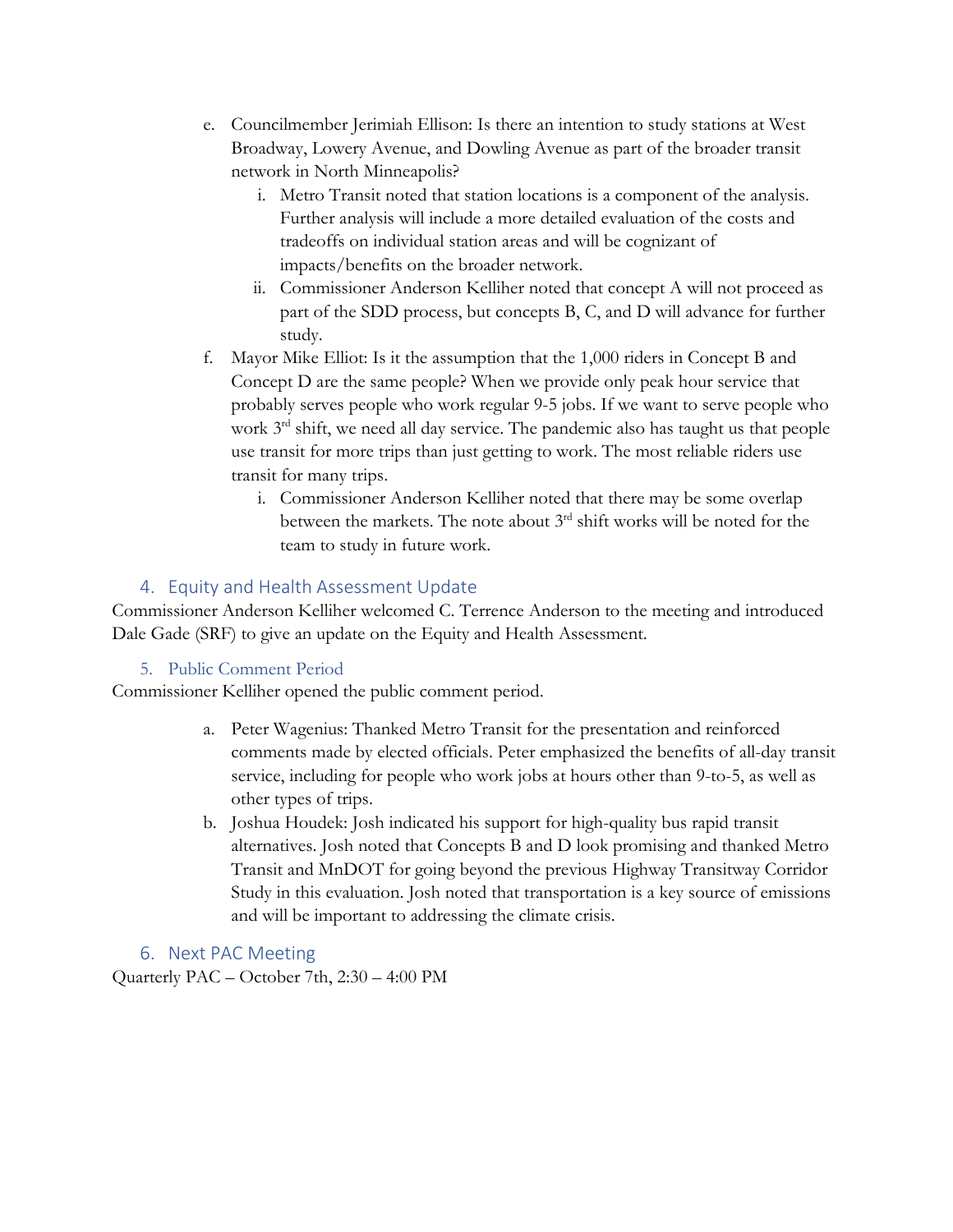e. Councilmember Jerimiah Ellison: Is there an intention to study stations at West Broadway, Lowery Avenue, and Dowling Avenue as part of the broader transit network in North Minneapolis?
   i. Metro Transit noted that station locations is a component of the analysis. Further analysis will include a more detailed evaluation of the costs and tradeoffs on individual station areas and will be cognizant of impacts/benefits on the broader network.
   ii. Commissioner Anderson Kelliher noted that concept A will not proceed as part of the SDD process, but concepts B, C, and D will advance for further study.

f. Mayor Mike Elliot: Is it the assumption that the 1,000 riders in Concept B and Concept D are the same people? When we provide only peak hour service that probably serves people who work regular 9-5 jobs. If we want to serve people who work 3rd shift, we need all day service. The pandemic also has taught us that people use transit for more trips than just getting to work. The most reliable riders use transit for many trips.
   i. Commissioner Anderson Kelliher noted that there may be some overlap between the markets. The note about 3rd shift works will be noted for the team to study in future work.

## 4. Equity and Health Assessment Update

Commissioner Anderson Kelliher welcomed C. Terrence Anderson to the meeting and introduced Dale Gade (SRF) to give an update on the Equity and Health Assessment.

## 5. Public Comment Period

Commissioner Kelliher opened the public comment period.

a. Peter Wagenius: Thanked Metro Transit for the presentation and reinforced comments made by elected officials. Peter emphasized the benefits of all-day transit service, including for people who work jobs at hours other than 9-to-5, as well as other types of trips.

b. Joshua Houdek: Josh indicated his support for high-quality bus rapid transit alternatives. Josh noted that Concepts B and D look promising and thanked Metro Transit and MnDOT for going beyond the previous Highway Transitway Corridor Study in this evaluation. Josh noted that transportation is a key source of emissions and will be important to addressing the climate crisis.

## 6. Next PAC Meeting

Quarterly PAC – October 7th, 2:30 – 4:00 PM